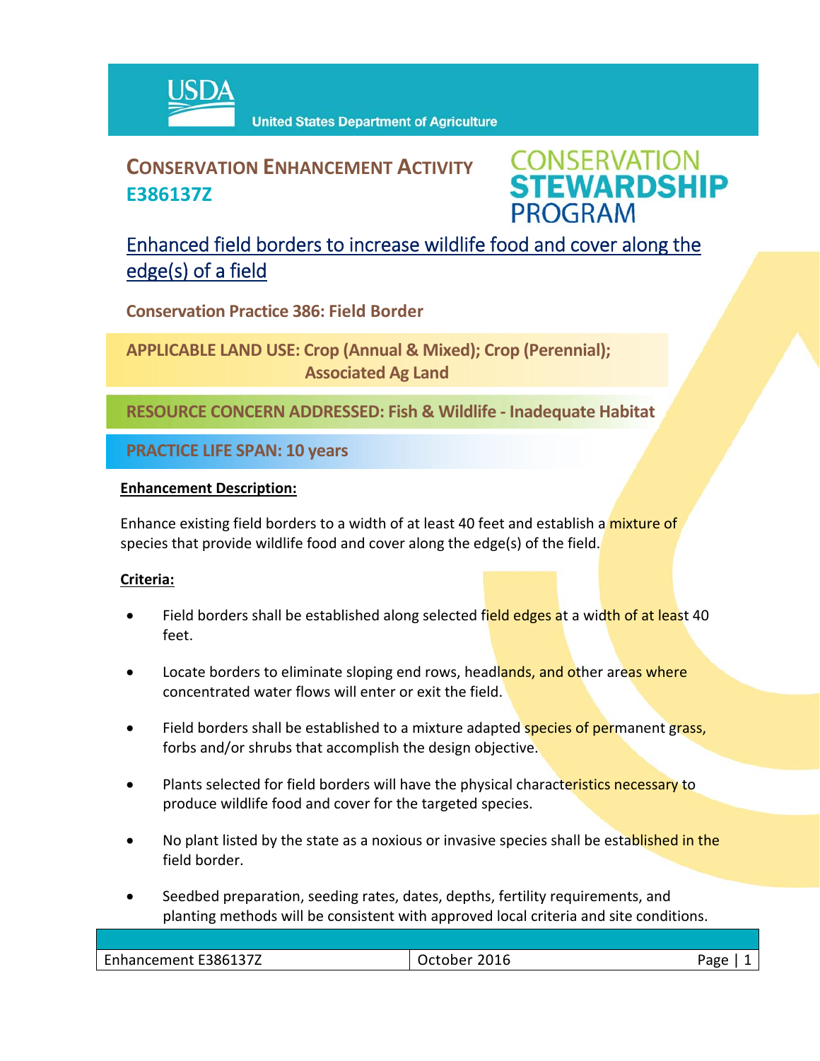USDA United States Department of Agriculture

# CONSERVATION ENHANCEMENT ACTIVITY
## E386137Z

CONSERVATION STEWARDSHIP PROGRAM

## Enhanced field borders to increase wildlife food and cover along the edge(s) of a field

**Conservation Practice 386: Field Border**

**APPLICABLE LAND USE: Crop (Annual & Mixed); Crop (Perennial); Associated Ag Land**

**RESOURCE CONCERN ADDRESSED: Fish & Wildlife - Inadequate Habitat**

**PRACTICE LIFE SPAN: 10 years**

**Enhancement Description:**

Enhance existing field borders to a width of at least 40 feet and establish a mixture of species that provide wildlife food and cover along the edge(s) of the field.

**Criteria:**

- Field borders shall be established along selected field edges at a width of at least 40 feet.
- Locate borders to eliminate sloping end rows, headlands, and other areas where concentrated water flows will enter or exit the field.
- Field borders shall be established to a mixture adapted species of permanent grass, forbs and/or shrubs that accomplish the design objective.
- Plants selected for field borders will have the physical characteristics necessary to produce wildlife food and cover for the targeted species.
- No plant listed by the state as a noxious or invasive species shall be established in the field border.
- Seedbed preparation, seeding rates, dates, depths, fertility requirements, and planting methods will be consistent with approved local criteria and site conditions.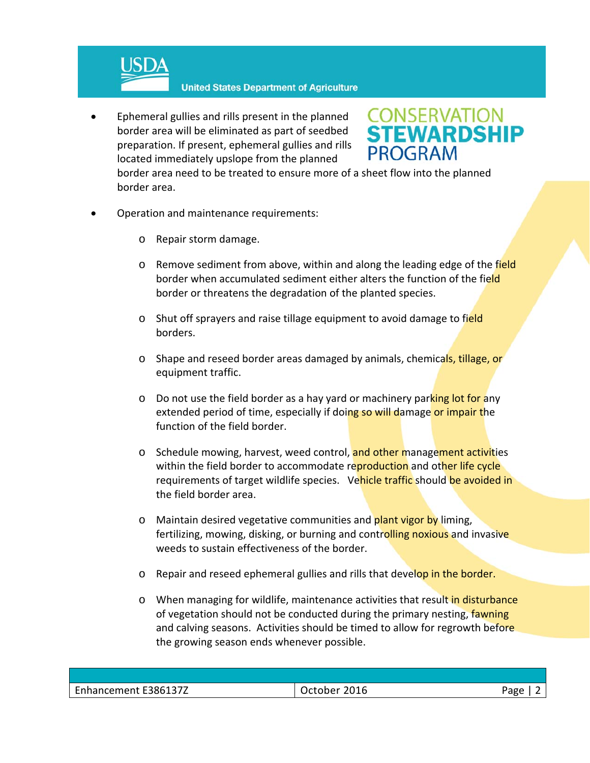- Ephemeral gullies and rills present in the planned border area will be eliminated as part of seedbed preparation. If present, ephemeral gullies and rills located immediately upslope from the planned border area need to be treated to ensure more of a sheet flow into the planned border area.

- Operation and maintenance requirements:

  - Repair storm damage.

  - Remove sediment from above, within and along the leading edge of the field border when accumulated sediment either alters the function of the field border or threatens the degradation of the planted species.

  - Shut off sprayers and raise tillage equipment to avoid damage to field borders.

  - Shape and reseed border areas damaged by animals, chemicals, tillage, or equipment traffic.

  - Do not use the field border as a hay yard or machinery parking lot for any extended period of time, especially if doing so will damage or impair the function of the field border.

  - Schedule mowing, harvest, weed control, and other management activities within the field border to accommodate reproduction and other life cycle requirements of target wildlife species. Vehicle traffic should be avoided in the field border area.

  - Maintain desired vegetative communities and plant vigor by liming, fertilizing, mowing, disking, or burning and controlling noxious and invasive weeds to sustain effectiveness of the border.

  - Repair and reseed ephemeral gullies and rills that develop in the border.

  - When managing for wildlife, maintenance activities that result in disturbance of vegetation should not be conducted during the primary nesting, fawning and calving seasons. Activities should be timed to allow for regrowth before the growing season ends whenever possible.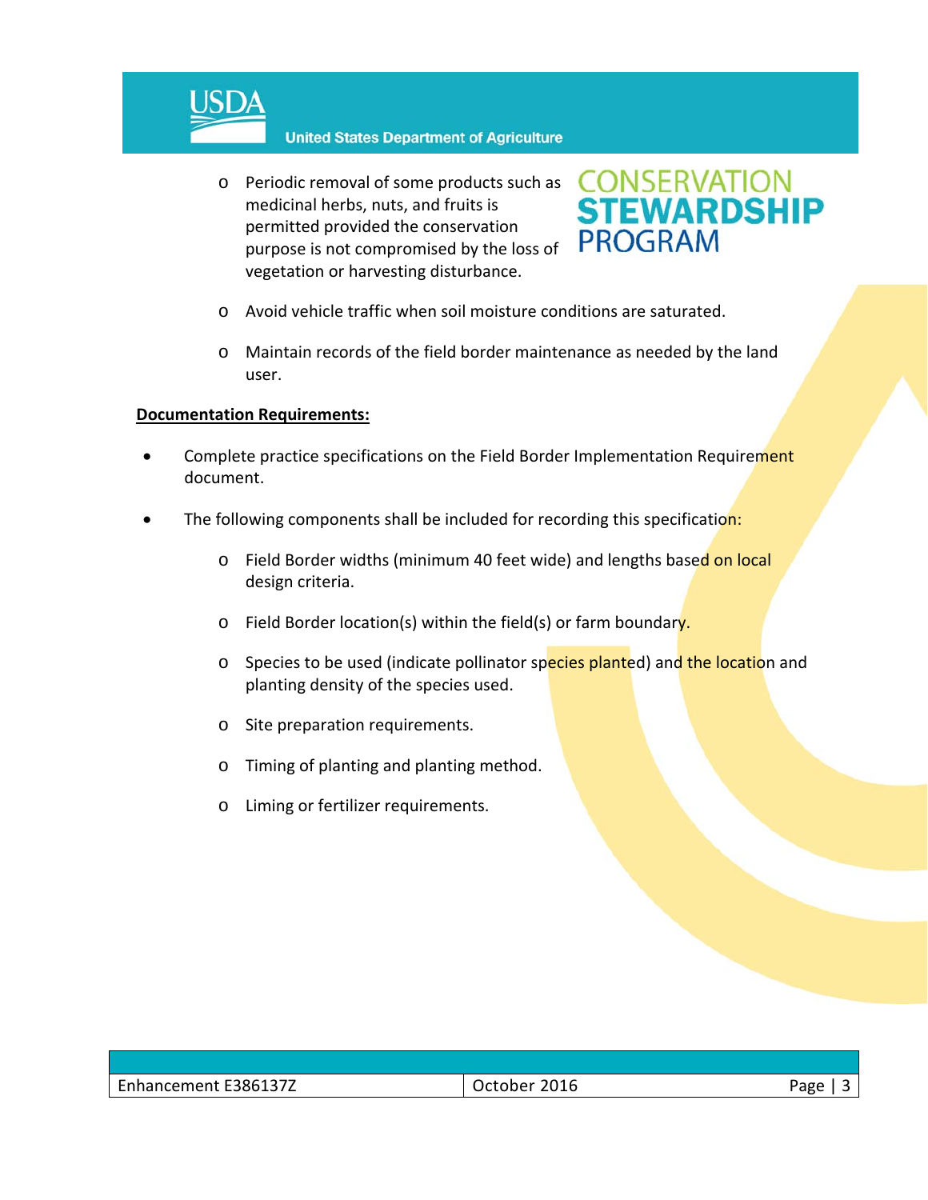- Periodic removal of some products such as medicinal herbs, nuts, and fruits is permitted provided the conservation purpose is not compromised by the loss of vegetation or harvesting disturbance.

- Avoid vehicle traffic when soil moisture conditions are saturated.

- Maintain records of the field border maintenance as needed by the land user.

**Documentation Requirements:**

- Complete practice specifications on the Field Border Implementation Requirement document.

- The following components shall be included for recording this specification:

  - Field Border widths (minimum 40 feet wide) and lengths based on local design criteria.

  - Field Border location(s) within the field(s) or farm boundary.

  - Species to be used (indicate pollinator species planted) and the location and planting density of the species used.

  - Site preparation requirements.

  - Timing of planting and planting method.

  - Liming or fertilizer requirements.